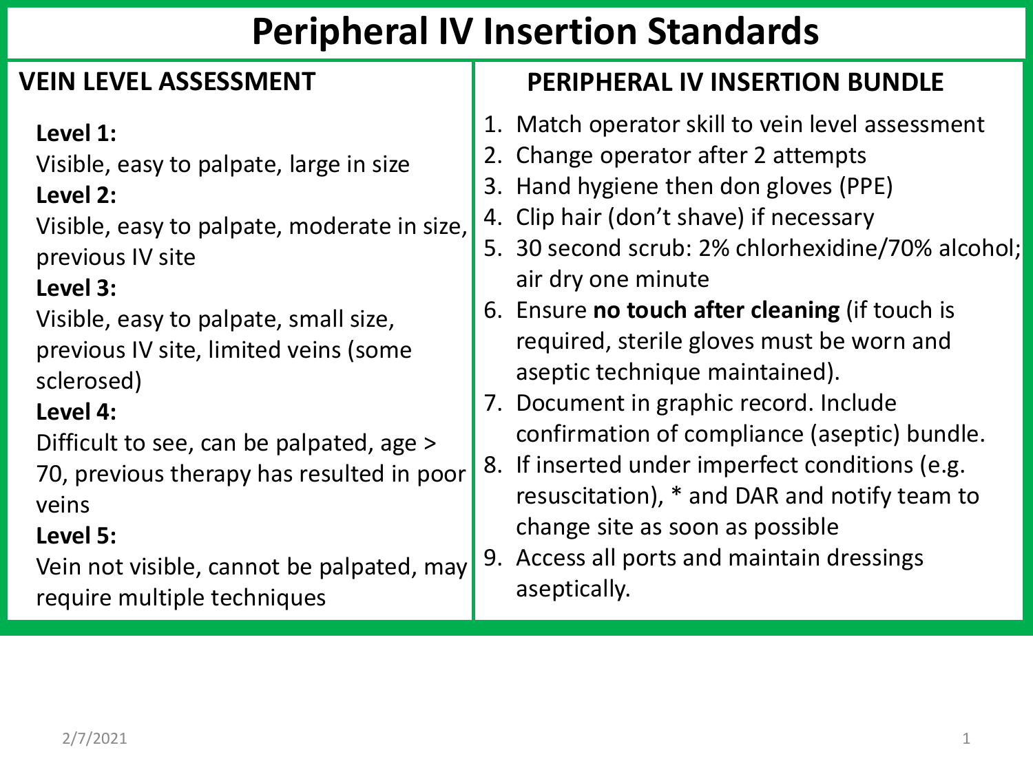# Peripheral IV Insertion Standards

## VEIN LEVEL ASSESSMENT

**Level 1:**
Visible, easy to palpate, large in size

**Level 2:**
Visible, easy to palpate, moderate in size, previous IV site

**Level 3:**
Visible, easy to palpate, small size, previous IV site, limited veins (some sclerosed)

**Level 4:**
Difficult to see, can be palpated, age > 70, previous therapy has resulted in poor veins

**Level 5:**
Vein not visible, cannot be palpated, may require multiple techniques

## PERIPHERAL IV INSERTION BUNDLE

1. Match operator skill to vein level assessment
2. Change operator after 2 attempts
3. Hand hygiene then don gloves (PPE)
4. Clip hair (don't shave) if necessary
5. 30 second scrub: 2% chlorhexidine/70% alcohol; air dry one minute
6. Ensure **no touch after cleaning** (if touch is required, sterile gloves must be worn and aseptic technique maintained).
7. Document in graphic record. Include confirmation of compliance (aseptic) bundle.
8. If inserted under imperfect conditions (e.g. resuscitation), * and DAR and notify team to change site as soon as possible
9. Access all ports and maintain dressings aseptically.

2/7/2021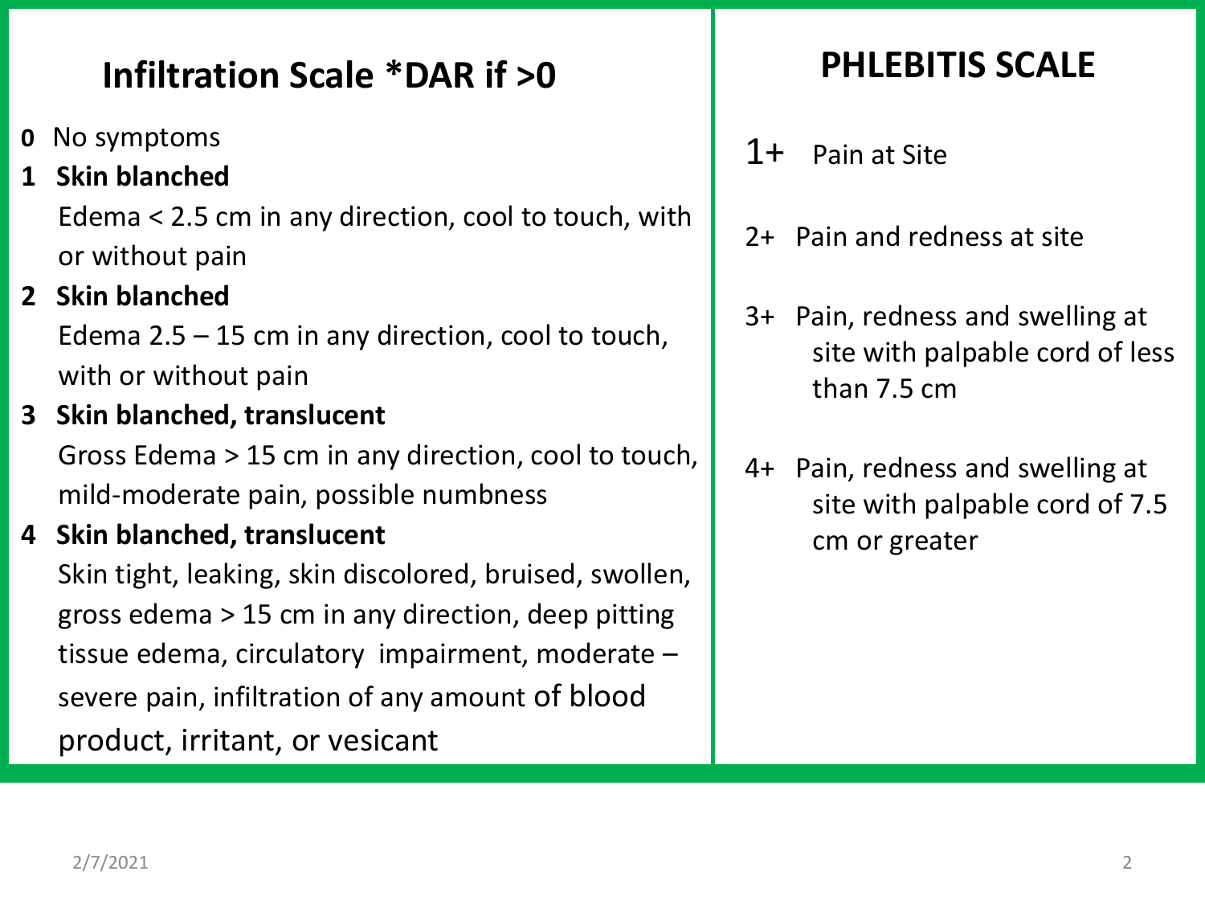## Infiltration Scale *DAR if >0

**0** No symptoms

**1 Skin blanched**
Edema < 2.5 cm in any direction, cool to touch, with or without pain

**2 Skin blanched**
Edema 2.5 – 15 cm in any direction, cool to touch, with or without pain

**3 Skin blanched, translucent**
Gross Edema > 15 cm in any direction, cool to touch, mild-moderate pain, possible numbness

**4 Skin blanched, translucent**
Skin tight, leaking, skin discolored, bruised, swollen, gross edema > 15 cm in any direction, deep pitting tissue edema, circulatory impairment, moderate – severe pain, infiltration of any amount of blood product, irritant, or vesicant

## PHLEBITIS SCALE

1+ Pain at Site

2+ Pain and redness at site

3+ Pain, redness and swelling at site with palpable cord of less than 7.5 cm

4+ Pain, redness and swelling at site with palpable cord of 7.5 cm or greater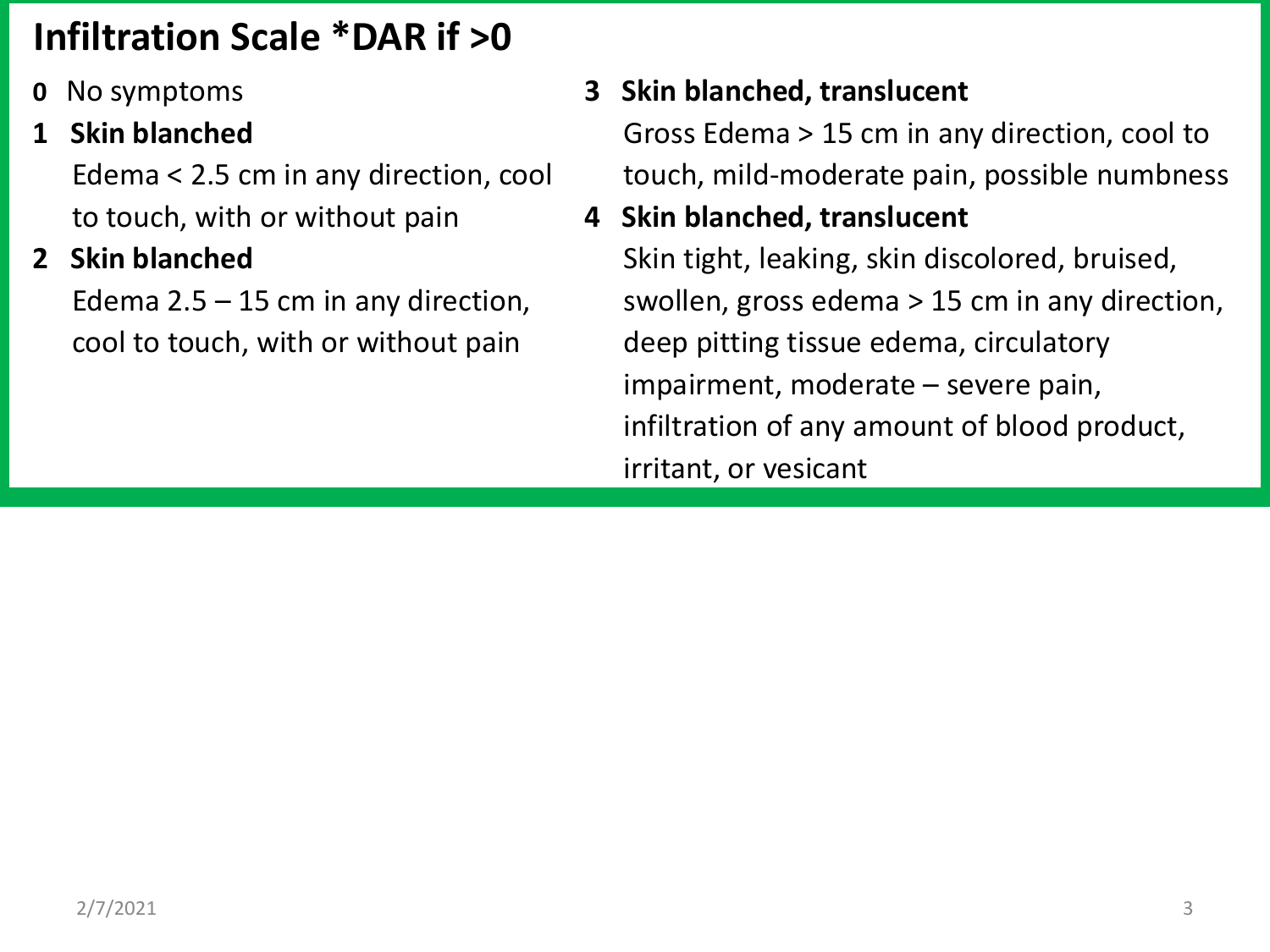# Infiltration Scale *DAR if >0

**0** No symptoms

**1 Skin blanched**

Edema < 2.5 cm in any direction, cool to touch, with or without pain

**2 Skin blanched**

Edema 2.5 – 15 cm in any direction, cool to touch, with or without pain

**3 Skin blanched, translucent**

Gross Edema > 15 cm in any direction, cool to touch, mild-moderate pain, possible numbness

**4 Skin blanched, translucent**

Skin tight, leaking, skin discolored, bruised, swollen, gross edema > 15 cm in any direction, deep pitting tissue edema, circulatory impairment, moderate – severe pain, infiltration of any amount of blood product, irritant, or vesicant

2/7/2021